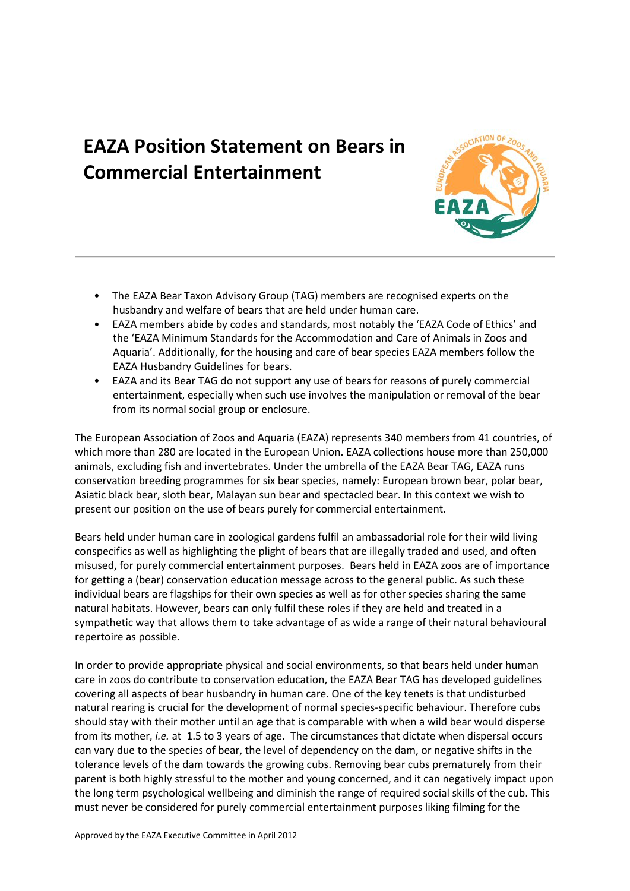# EAZA Position Statement on Bears in Commercial Entertainment

- The EAZA Bear Taxon Advisory Group (TAG) members are recognised experts on the husbandry and welfare of bears that are held under human care.
- EAZA members abide by codes and standards, most notably the 'EAZA Code of Ethics' and the 'EAZA Minimum Standards for the Accommodation and Care of Animals in Zoos and Aquaria'. Additionally, for the housing and care of bear species EAZA members follow the EAZA Husbandry Guidelines for bears.
- EAZA and its Bear TAG do not support any use of bears for reasons of purely commercial entertainment, especially when such use involves the manipulation or removal of the bear from its normal social group or enclosure.

The European Association of Zoos and Aquaria (EAZA) represents 340 members from 41 countries, of which more than 280 are located in the European Union. EAZA collections house more than 250,000 animals, excluding fish and invertebrates. Under the umbrella of the EAZA Bear TAG, EAZA runs conservation breeding programmes for six bear species, namely: European brown bear, polar bear, Asiatic black bear, sloth bear, Malayan sun bear and spectacled bear. In this context we wish to present our position on the use of bears purely for commercial entertainment.

Bears held under human care in zoological gardens fulfil an ambassadorial role for their wild living conspecifics as well as highlighting the plight of bears that are illegally traded and used, and often misused, for purely commercial entertainment purposes. Bears held in EAZA zoos are of importance for getting a (bear) conservation education message across to the general public. As such these individual bears are flagships for their own species as well as for other species sharing the same natural habitats. However, bears can only fulfil these roles if they are held and treated in a sympathetic way that allows them to take advantage of as wide a range of their natural behavioural repertoire as possible.

In order to provide appropriate physical and social environments, so that bears held under human care in zoos do contribute to conservation education, the EAZA Bear TAG has developed guidelines covering all aspects of bear husbandry in human care. One of the key tenets is that undisturbed natural rearing is crucial for the development of normal species-specific behaviour. Therefore cubs should stay with their mother until an age that is comparable with when a wild bear would disperse from its mother, *i.e.* at 1.5 to 3 years of age. The circumstances that dictate when dispersal occurs can vary due to the species of bear, the level of dependency on the dam, or negative shifts in the tolerance levels of the dam towards the growing cubs. Removing bear cubs prematurely from their parent is both highly stressful to the mother and young concerned, and it can negatively impact upon the long term psychological wellbeing and diminish the range of required social skills of the cub. This must never be considered for purely commercial entertainment purposes liking filming for the

Approved by the EAZA Executive Committee in April 2012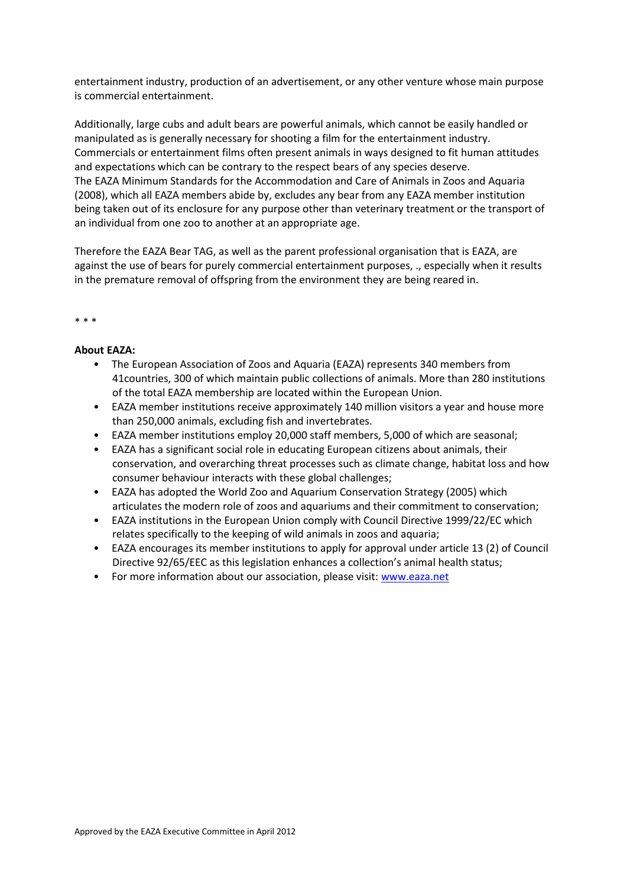entertainment industry, production of an advertisement, or any other venture whose main purpose is commercial entertainment.

Additionally, large cubs and adult bears are powerful animals, which cannot be easily handled or manipulated as is generally necessary for shooting a film for the entertainment industry. Commercials or entertainment films often present animals in ways designed to fit human attitudes and expectations which can be contrary to the respect bears of any species deserve.
The EAZA Minimum Standards for the Accommodation and Care of Animals in Zoos and Aquaria (2008), which all EAZA members abide by, excludes any bear from any EAZA member institution being taken out of its enclosure for any purpose other than veterinary treatment or the transport of an individual from one zoo to another at an appropriate age.

Therefore the EAZA Bear TAG, as well as the parent professional organisation that is EAZA, are against the use of bears for purely commercial entertainment purposes, ., especially when it results in the premature removal of offspring from the environment they are being reared in.

* * *

**About EAZA:**

- The European Association of Zoos and Aquaria (EAZA) represents 340 members from 41countries, 300 of which maintain public collections of animals. More than 280 institutions of the total EAZA membership are located within the European Union.
- EAZA member institutions receive approximately 140 million visitors a year and house more than 250,000 animals, excluding fish and invertebrates.
- EAZA member institutions employ 20,000 staff members, 5,000 of which are seasonal;
- EAZA has a significant social role in educating European citizens about animals, their conservation, and overarching threat processes such as climate change, habitat loss and how consumer behaviour interacts with these global challenges;
- EAZA has adopted the World Zoo and Aquarium Conservation Strategy (2005) which articulates the modern role of zoos and aquariums and their commitment to conservation;
- EAZA institutions in the European Union comply with Council Directive 1999/22/EC which relates specifically to the keeping of wild animals in zoos and aquaria;
- EAZA encourages its member institutions to apply for approval under article 13 (2) of Council Directive 92/65/EEC as this legislation enhances a collection's animal health status;
- For more information about our association, please visit: [www.eaza.net](http://www.eaza.net)

Approved by the EAZA Executive Committee in April 2012